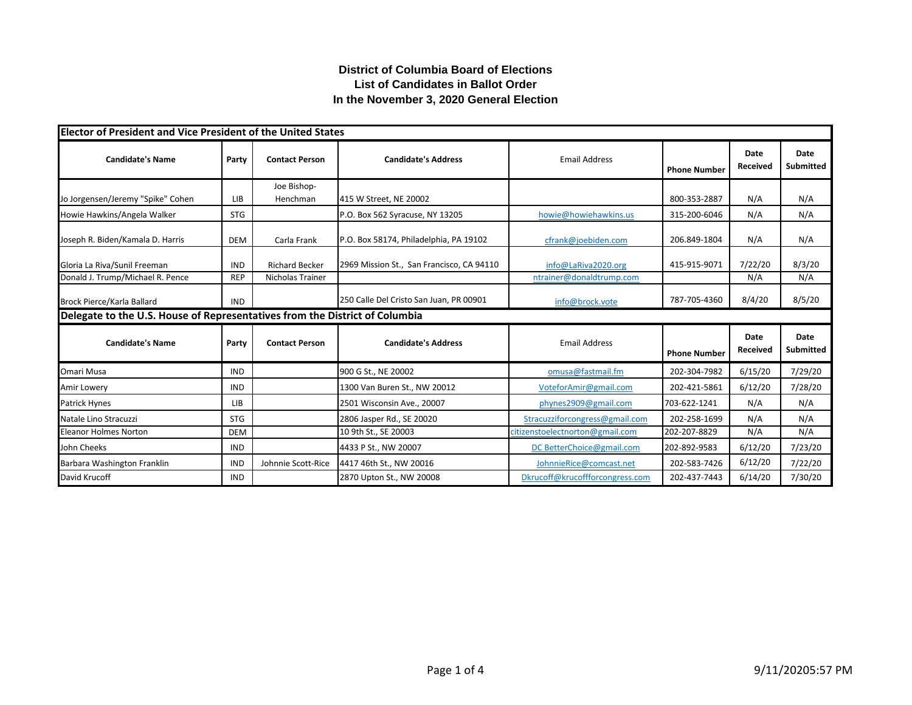# District of Columbia Board of Elections
## List of Candidates in Ballot Order
## In the November 3, 2020 General Election

**Elector of President and Vice President of the United States**

| Candidate's Name | Party | Contact Person | Candidate's Address | Email Address | Phone Number | Date Received | Date Submitted |
|---|---|---|---|---|---|---|---|
| Jo Jorgensen/Jeremy "Spike" Cohen | LIB | Joe Bishop-Henchman | 415 W Street, NE 20002 | | 800-353-2887 | N/A | N/A |
| Howie Hawkins/Angela Walker | STG | | P.O. Box 562 Syracuse, NY 13205 | howie@howiehawkins.us | 315-200-6046 | N/A | N/A |
| Joseph R. Biden/Kamala D. Harris | DEM | Carla Frank | P.O. Box 58174, Philadelphia, PA 19102 | cfrank@joebiden.com | 206.849-1804 | N/A | N/A |
| Gloria La Riva/Sunil Freeman | IND | Richard Becker | 2969 Mission St., San Francisco, CA 94110 | info@LaRiva2020.org | 415-915-9071 | 7/22/20 | 8/3/20 |
| Donald J. Trump/Michael R. Pence | REP | Nicholas Trainer | | ntrainer@donaldtrump.com | | N/A | N/A |
| Brock Pierce/Karla Ballard | IND | | 250 Calle Del Cristo San Juan, PR 00901 | info@brock.vote | 787-705-4360 | 8/4/20 | 8/5/20 |

**Delegate to the U.S. House of Representatives from the District of Columbia**

| Candidate's Name | Party | Contact Person | Candidate's Address | Email Address | Phone Number | Date Received | Date Submitted |
|---|---|---|---|---|---|---|---|
| Omari Musa | IND | | 900 G St., NE 20002 | omusa@fastmail.fm | 202-304-7982 | 6/15/20 | 7/29/20 |
| Amir Lowery | IND | | 1300 Van Buren St., NW 20012 | VoteforAmir@gmail.com | 202-421-5861 | 6/12/20 | 7/28/20 |
| Patrick Hynes | LIB | | 2501 Wisconsin Ave., 20007 | phynes2909@gmail.com | 703-622-1241 | N/A | N/A |
| Natale Lino Stracuzzi | STG | | 2806 Jasper Rd., SE 20020 | Stracuzziforcongress@gmail.com | 202-258-1699 | N/A | N/A |
| Eleanor Holmes Norton | DEM | | 10 9th St., SE 20003 | citizenstoelectnorton@gmail.com | 202-207-8829 | N/A | N/A |
| John Cheeks | IND | | 4433 P St., NW 20007 | DC BetterChoice@gmail.com | 202-892-9583 | 6/12/20 | 7/23/20 |
| Barbara Washington Franklin | IND | Johnnie Scott-Rice | 4417 46th St., NW 20016 | JohnnieRice@comcast.net | 202-583-7426 | 6/12/20 | 7/22/20 |
| David Krucoff | IND | | 2870 Upton St., NW 20008 | Dkrucoff@krucoffforcongress.com | 202-437-7443 | 6/14/20 | 7/30/20 |

9/11/20205:57 PM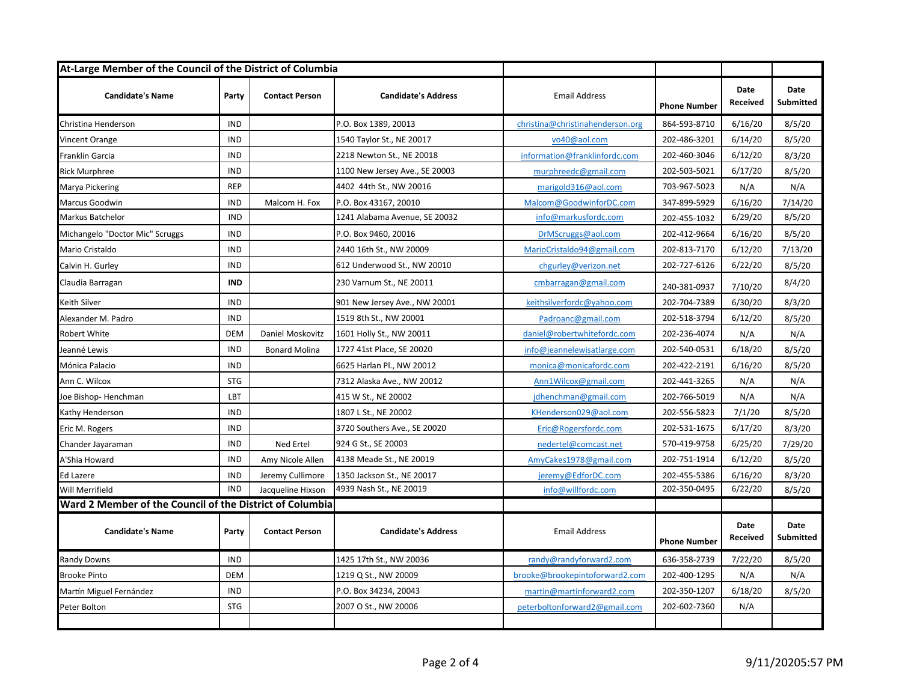## At-Large Member of the Council of the District of Columbia

| Candidate's Name | Party | Contact Person | Candidate's Address | Email Address | Phone Number | Date Received | Date Submitted |
|---|---|---|---|---|---|---|---|
| Christina Henderson | IND | | P.O. Box 1389, 20013 | christina@christinahenderson.org | 864-593-8710 | 6/16/20 | 8/5/20 |
| Vincent Orange | IND | | 1540 Taylor St., NE 20017 | vo40@aol.com | 202-486-3201 | 6/14/20 | 8/5/20 |
| Franklin Garcia | IND | | 2218 Newton St., NE 20018 | information@franklinfordc.com | 202-460-3046 | 6/12/20 | 8/3/20 |
| Rick Murphree | IND | | 1100 New Jersey Ave., SE 20003 | murphreedc@gmail.com | 202-503-5021 | 6/17/20 | 8/5/20 |
| Marya Pickering | REP | | 4402 44th St., NW 20016 | marigold316@aol.com | 703-967-5023 | N/A | N/A |
| Marcus Goodwin | IND | Malcom H. Fox | P.O. Box 43167, 20010 | Malcom@GoodwinforDC.com | 347-899-5929 | 6/16/20 | 7/14/20 |
| Markus Batchelor | IND | | 1241 Alabama Avenue, SE 20032 | info@markusfordc.com | 202-455-1032 | 6/29/20 | 8/5/20 |
| Michangelo "Doctor Mic" Scruggs | IND | | P.O. Box 9460, 20016 | DrMScruggs@aol.com | 202-412-9664 | 6/16/20 | 8/5/20 |
| Mario Cristaldo | IND | | 2440 16th St., NW 20009 | MarioCristaldo94@gmail.com | 202-813-7170 | 6/12/20 | 7/13/20 |
| Calvin H. Gurley | IND | | 612 Underwood St., NW 20010 | chgurley@verizon.net | 202-727-6126 | 6/22/20 | 8/5/20 |
| Claudia Barragan | **IND** | | 230 Varnum St., NE 20011 | cmbarragan@gmail.com | 240-381-0937 | 7/10/20 | 8/4/20 |
| Keith Silver | IND | | 901 New Jersey Ave., NW 20001 | keithsilverfordc@yahoo.com | 202-704-7389 | 6/30/20 | 8/3/20 |
| Alexander M. Padro | IND | | 1519 8th St., NW 20001 | Padroanc@gmail.com | 202-518-3794 | 6/12/20 | 8/5/20 |
| Robert White | DEM | Daniel Moskovitz | 1601 Holly St., NW 20011 | daniel@robertwhitefordc.com | 202-236-4074 | N/A | N/A |
| Jeanné Lewis | IND | Bonard Molina | 1727 41st Place, SE 20020 | info@jeannelewisatlarge.com | 202-540-0531 | 6/18/20 | 8/5/20 |
| Mónica Palacio | IND | | 6625 Harlan Pl., NW 20012 | monica@monicafordc.com | 202-422-2191 | 6/16/20 | 8/5/20 |
| Ann C. Wilcox | STG | | 7312 Alaska Ave., NW 20012 | Ann1Wilcox@gmail.com | 202-441-3265 | N/A | N/A |
| Joe Bishop- Henchman | LBT | | 415 W St., NE 20002 | jdhenchman@gmail.com | 202-766-5019 | N/A | N/A |
| Kathy Henderson | IND | | 1807 L St., NE 20002 | KHenderson029@aol.com | 202-556-5823 | 7/1/20 | 8/5/20 |
| Eric M. Rogers | IND | | 3720 Southers Ave., SE 20020 | Eric@Rogersfordc.com | 202-531-1675 | 6/17/20 | 8/3/20 |
| Chander Jayaraman | IND | Ned Ertel | 924 G St., SE 20003 | nedertel@comcast.net | 570-419-9758 | 6/25/20 | 7/29/20 |
| A'Shia Howard | IND | Amy Nicole Allen | 4138 Meade St., NE 20019 | AmyCakes1978@gmail.com | 202-751-1914 | 6/12/20 | 8/5/20 |
| Ed Lazere | IND | Jeremy Cullimore | 1350 Jackson St., NE 20017 | jeremy@EdforDC.com | 202-455-5386 | 6/16/20 | 8/3/20 |
| Will Merrifield | IND | Jacqueline Hixson | 4939 Nash St., NE 20019 | info@willfordc.com | 202-350-0495 | 6/22/20 | 8/5/20 |

## Ward 2 Member of the Council of the District of Columbia

| Candidate's Name | Party | Contact Person | Candidate's Address | Email Address | Phone Number | Date Received | Date Submitted |
|---|---|---|---|---|---|---|---|
| Randy Downs | IND | | 1425 17th St., NW 20036 | randy@randyforward2.com | 636-358-2739 | 7/22/20 | 8/5/20 |
| Brooke Pinto | DEM | | 1219 Q St., NW 20009 | brooke@brookepintoforward2.com | 202-400-1295 | N/A | N/A |
| Martín Miguel Fernández | IND | | P.O. Box 34234, 20043 | martin@martinforward2.com | 202-350-1207 | 6/18/20 | 8/5/20 |
| Peter Bolton | STG | | 2007 O St., NW 20006 | peterboltonforward2@gmail.com | 202-602-7360 | N/A | |
| | | | | | | | |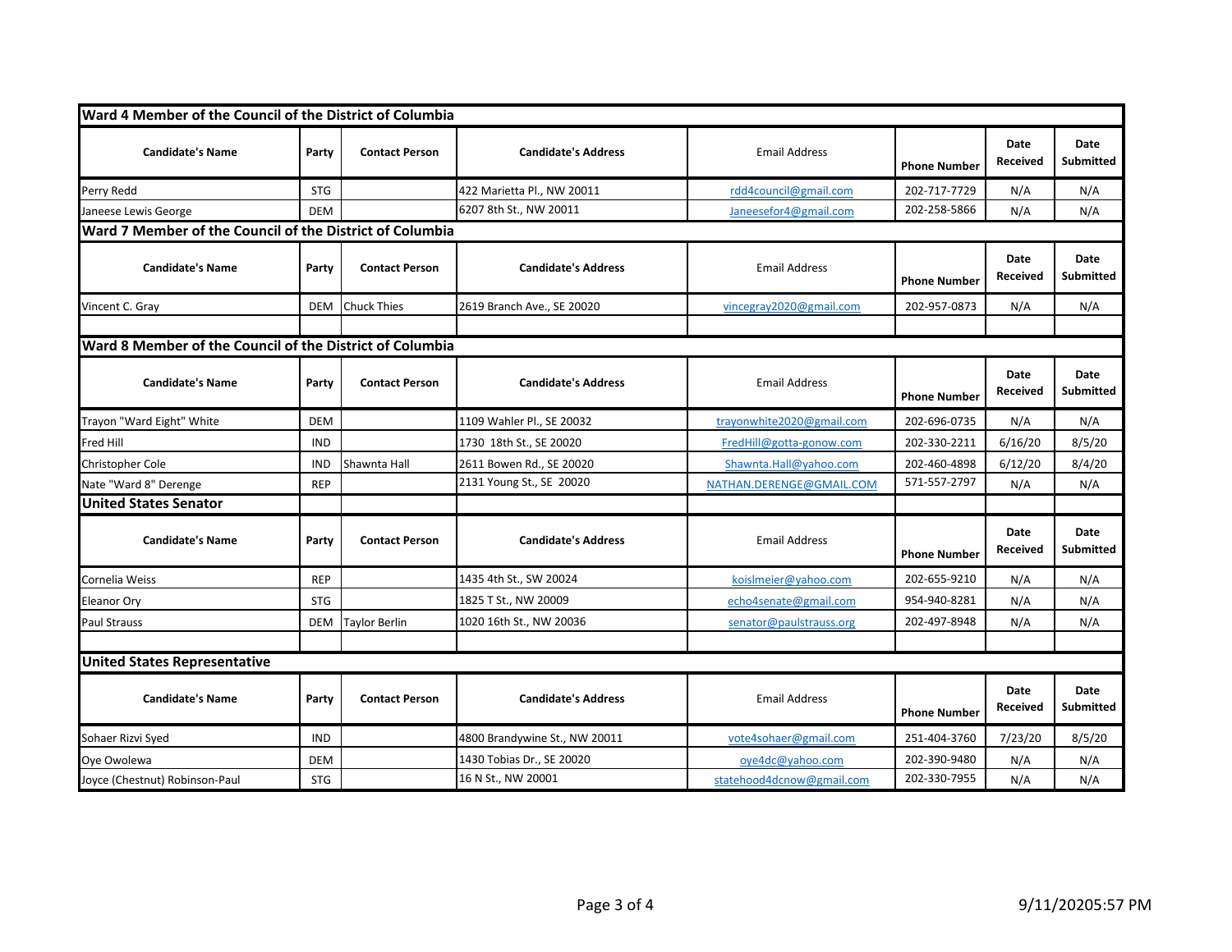## Ward 4 Member of the Council of the District of Columbia

| Candidate's Name | Party | Contact Person | Candidate's Address | Email Address | Phone Number | Date Received | Date Submitted |
|---|---|---|---|---|---|---|---|
| Perry Redd | STG | | 422 Marietta Pl., NW 20011 | rdd4council@gmail.com | 202-717-7729 | N/A | N/A |
| Janeese Lewis George | DEM | | 6207 8th St., NW 20011 | Janeesefor4@gmail.com | 202-258-5866 | N/A | N/A |

## Ward 7 Member of the Council of the District of Columbia

| Candidate's Name | Party | Contact Person | Candidate's Address | Email Address | Phone Number | Date Received | Date Submitted |
|---|---|---|---|---|---|---|---|
| Vincent C. Gray | DEM | Chuck Thies | 2619 Branch Ave., SE 20020 | vincegray2020@gmail.com | 202-957-0873 | N/A | N/A |

## Ward 8 Member of the Council of the District of Columbia

| Candidate's Name | Party | Contact Person | Candidate's Address | Email Address | Phone Number | Date Received | Date Submitted |
|---|---|---|---|---|---|---|---|
| Trayon "Ward Eight" White | DEM | | 1109 Wahler Pl., SE 20032 | trayonwhite2020@gmail.com | 202-696-0735 | N/A | N/A |
| Fred Hill | IND | | 1730 18th St., SE 20020 | FredHill@gotta-gonow.com | 202-330-2211 | 6/16/20 | 8/5/20 |
| Christopher Cole | IND | Shawnta Hall | 2611 Bowen Rd., SE 20020 | Shawnta.Hall@yahoo.com | 202-460-4898 | 6/12/20 | 8/4/20 |
| Nate "Ward 8" Derenge | REP | | 2131 Young St., SE 20020 | NATHAN.DERENGE@GMAIL.COM | 571-557-2797 | N/A | N/A |

## United States Senator

| Candidate's Name | Party | Contact Person | Candidate's Address | Email Address | Phone Number | Date Received | Date Submitted |
|---|---|---|---|---|---|---|---|
| Cornelia Weiss | REP | | 1435 4th St., SW 20024 | koislmeier@yahoo.com | 202-655-9210 | N/A | N/A |
| Eleanor Ory | STG | | 1825 T St., NW 20009 | echo4senate@gmail.com | 954-940-8281 | N/A | N/A |
| Paul Strauss | DEM | Taylor Berlin | 1020 16th St., NW 20036 | senator@paulstrauss.org | 202-497-8948 | N/A | N/A |

## United States Representative

| Candidate's Name | Party | Contact Person | Candidate's Address | Email Address | Phone Number | Date Received | Date Submitted |
|---|---|---|---|---|---|---|---|
| Sohaer Rizvi Syed | IND | | 4800 Brandywine St., NW 20011 | vote4sohaer@gmail.com | 251-404-3760 | 7/23/20 | 8/5/20 |
| Oye Owolewa | DEM | | 1430 Tobias Dr., SE 20020 | oye4dc@yahoo.com | 202-390-9480 | N/A | N/A |
| Joyce (Chestnut) Robinson-Paul | STG | | 16 N St., NW 20001 | statehood4dcnow@gmail.com | 202-330-7955 | N/A | N/A |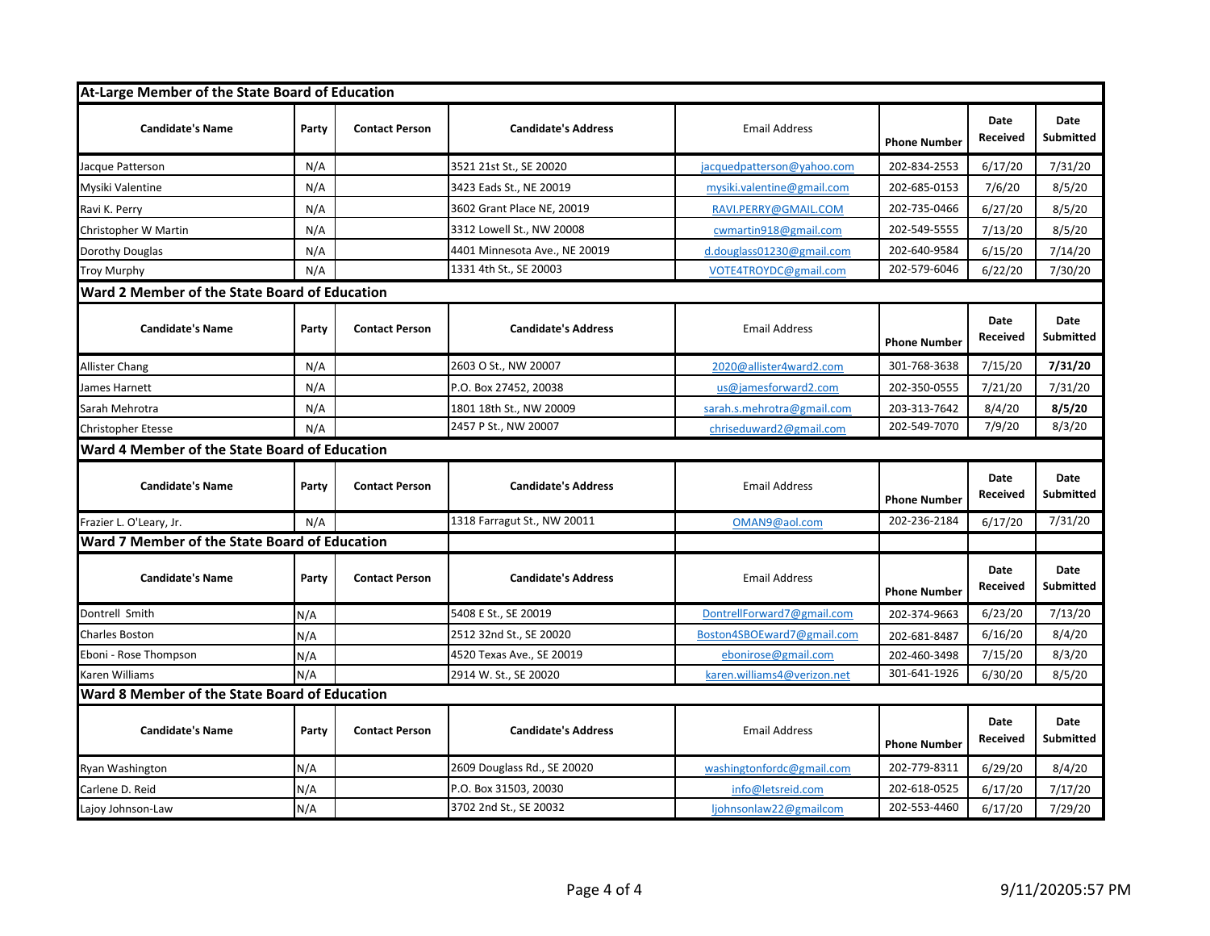## At-Large Member of the State Board of Education

| Candidate's Name | Party | Contact Person | Candidate's Address | Email Address | Phone Number | Date Received | Date Submitted |
|---|---|---|---|---|---|---|---|
| Jacque Patterson | N/A | | 3521 21st St., SE 20020 | jacquedpatterson@yahoo.com | 202-834-2553 | 6/17/20 | 7/31/20 |
| Mysiki Valentine | N/A | | 3423 Eads St., NE 20019 | mysiki.valentine@gmail.com | 202-685-0153 | 7/6/20 | 8/5/20 |
| Ravi K. Perry | N/A | | 3602 Grant Place NE, 20019 | RAVI.PERRY@GMAIL.COM | 202-735-0466 | 6/27/20 | 8/5/20 |
| Christopher W Martin | N/A | | 3312 Lowell St., NW 20008 | cwmartin918@gmail.com | 202-549-5555 | 7/13/20 | 8/5/20 |
| Dorothy Douglas | N/A | | 4401 Minnesota Ave., NE 20019 | d.douglass01230@gmail.com | 202-640-9584 | 6/15/20 | 7/14/20 |
| Troy Murphy | N/A | | 1331 4th St., SE 20003 | VOTE4TROYDC@gmail.com | 202-579-6046 | 6/22/20 | 7/30/20 |

## Ward 2 Member of the State Board of Education

| Candidate's Name | Party | Contact Person | Candidate's Address | Email Address | Phone Number | Date Received | Date Submitted |
|---|---|---|---|---|---|---|---|
| Allister Chang | N/A | | 2603 O St., NW 20007 | 2020@allister4ward2.com | 301-768-3638 | 7/15/20 | **7/31/20** |
| James Harnett | N/A | | P.O. Box 27452, 20038 | us@jamesforward2.com | 202-350-0555 | 7/21/20 | 7/31/20 |
| Sarah Mehrotra | N/A | | 1801 18th St., NW 20009 | sarah.s.mehrotra@gmail.com | 203-313-7642 | 8/4/20 | **8/5/20** |
| Christopher Etesse | N/A | | 2457 P St., NW 20007 | chriseduward2@gmail.com | 202-549-7070 | 7/9/20 | 8/3/20 |

## Ward 4 Member of the State Board of Education

| Candidate's Name | Party | Contact Person | Candidate's Address | Email Address | Phone Number | Date Received | Date Submitted |
|---|---|---|---|---|---|---|---|
| Frazier L. O'Leary, Jr. | N/A | | 1318 Farragut St., NW 20011 | OMAN9@aol.com | 202-236-2184 | 6/17/20 | 7/31/20 |

## Ward 7 Member of the State Board of Education

| Candidate's Name | Party | Contact Person | Candidate's Address | Email Address | Phone Number | Date Received | Date Submitted |
|---|---|---|---|---|---|---|---|
| Dontrell Smith | N/A | | 5408 E St., SE 20019 | DontrellForward7@gmail.com | 202-374-9663 | 6/23/20 | 7/13/20 |
| Charles Boston | N/A | | 2512 32nd St., SE 20020 | Boston4SBOEward7@gmail.com | 202-681-8487 | 6/16/20 | 8/4/20 |
| Eboni - Rose Thompson | N/A | | 4520 Texas Ave., SE 20019 | ebonirose@gmail.com | 202-460-3498 | 7/15/20 | 8/3/20 |
| Karen Williams | N/A | | 2914 W. St., SE 20020 | karen.williams4@verizon.net | 301-641-1926 | 6/30/20 | 8/5/20 |

## Ward 8 Member of the State Board of Education

| Candidate's Name | Party | Contact Person | Candidate's Address | Email Address | Phone Number | Date Received | Date Submitted |
|---|---|---|---|---|---|---|---|
| Ryan Washington | N/A | | 2609 Douglass Rd., SE 20020 | washingtonfordc@gmail.com | 202-779-8311 | 6/29/20 | 8/4/20 |
| Carlene D. Reid | N/A | | P.O. Box 31503, 20030 | info@letsreid.com | 202-618-0525 | 6/17/20 | 7/17/20 |
| Lajoy Johnson-Law | N/A | | 3702 2nd St., SE 20032 | ljohnsonlaw22@gmailcom | 202-553-4460 | 6/17/20 | 7/29/20 |

9/11/20205:57 PM